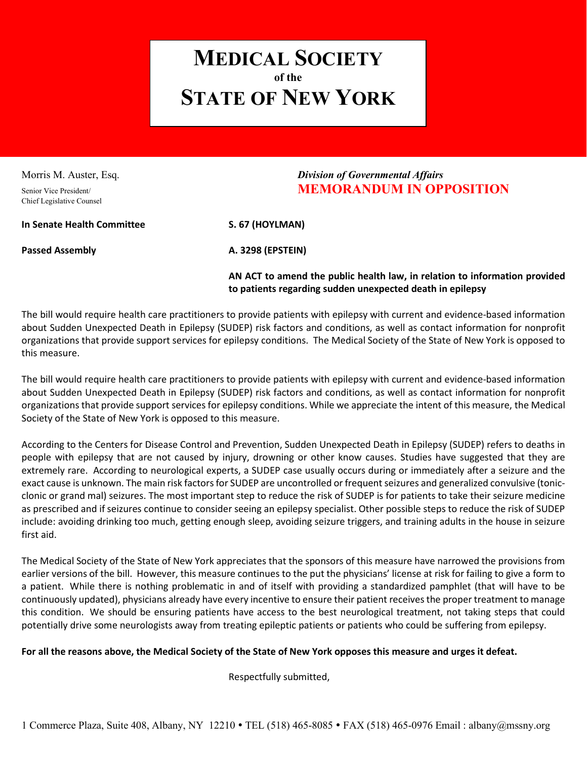# MEDICAL SOCIETY
**of the**
# STATE OF NEW YORK

Morris M. Auster, Esq.
Senior Vice President/
Chief Legislative Counsel

*Division of Governmental Affairs*
**MEMORANDUM IN OPPOSITION**

**In Senate Health Committee** **S. 67 (HOYLMAN)**

**Passed Assembly** **A. 3298 (EPSTEIN)**

**AN ACT to amend the public health law, in relation to information provided to patients regarding sudden unexpected death in epilepsy**

The bill would require health care practitioners to provide patients with epilepsy with current and evidence-based information about Sudden Unexpected Death in Epilepsy (SUDEP) risk factors and conditions, as well as contact information for nonprofit organizations that provide support services for epilepsy conditions. The Medical Society of the State of New York is opposed to this measure.

The bill would require health care practitioners to provide patients with epilepsy with current and evidence-based information about Sudden Unexpected Death in Epilepsy (SUDEP) risk factors and conditions, as well as contact information for nonprofit organizations that provide support services for epilepsy conditions. While we appreciate the intent of this measure, the Medical Society of the State of New York is opposed to this measure.

According to the Centers for Disease Control and Prevention, Sudden Unexpected Death in Epilepsy (SUDEP) refers to deaths in people with epilepsy that are not caused by injury, drowning or other know causes. Studies have suggested that they are extremely rare. According to neurological experts, a SUDEP case usually occurs during or immediately after a seizure and the exact cause is unknown. The main risk factors for SUDEP are uncontrolled or frequent seizures and generalized convulsive (tonic-clonic or grand mal) seizures. The most important step to reduce the risk of SUDEP is for patients to take their seizure medicine as prescribed and if seizures continue to consider seeing an epilepsy specialist. Other possible steps to reduce the risk of SUDEP include: avoiding drinking too much, getting enough sleep, avoiding seizure triggers, and training adults in the house in seizure first aid.

The Medical Society of the State of New York appreciates that the sponsors of this measure have narrowed the provisions from earlier versions of the bill. However, this measure continues to the put the physicians' license at risk for failing to give a form to a patient. While there is nothing problematic in and of itself with providing a standardized pamphlet (that will have to be continuously updated), physicians already have every incentive to ensure their patient receives the proper treatment to manage this condition. We should be ensuring patients have access to the best neurological treatment, not taking steps that could potentially drive some neurologists away from treating epileptic patients or patients who could be suffering from epilepsy.

**For all the reasons above, the Medical Society of the State of New York opposes this measure and urges it defeat.**

Respectfully submitted,

1 Commerce Plaza, Suite 408, Albany, NY 12210 • TEL (518) 465-8085 • FAX (518) 465-0976 Email : albany@mssny.org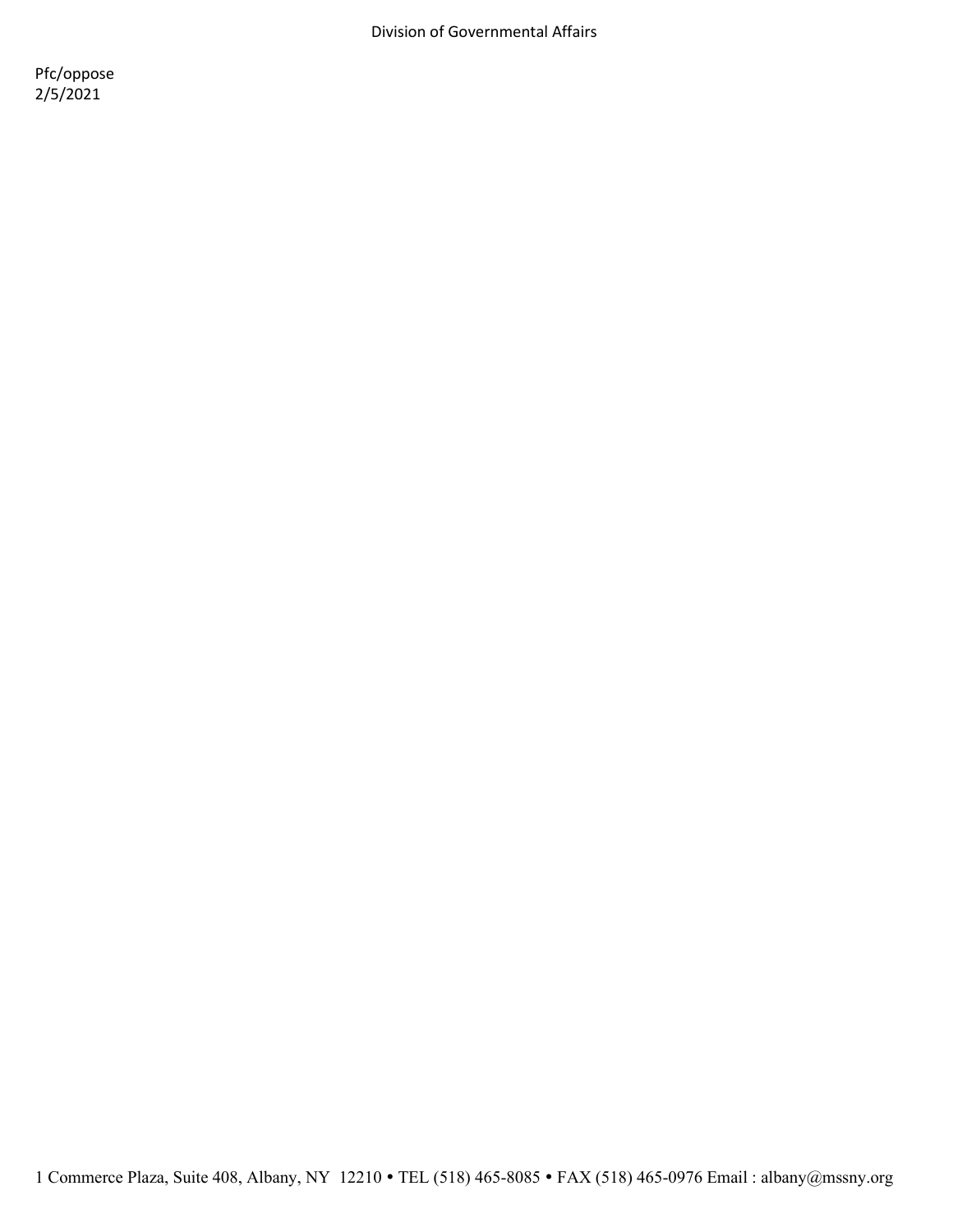Pfc/oppose
2/5/2021